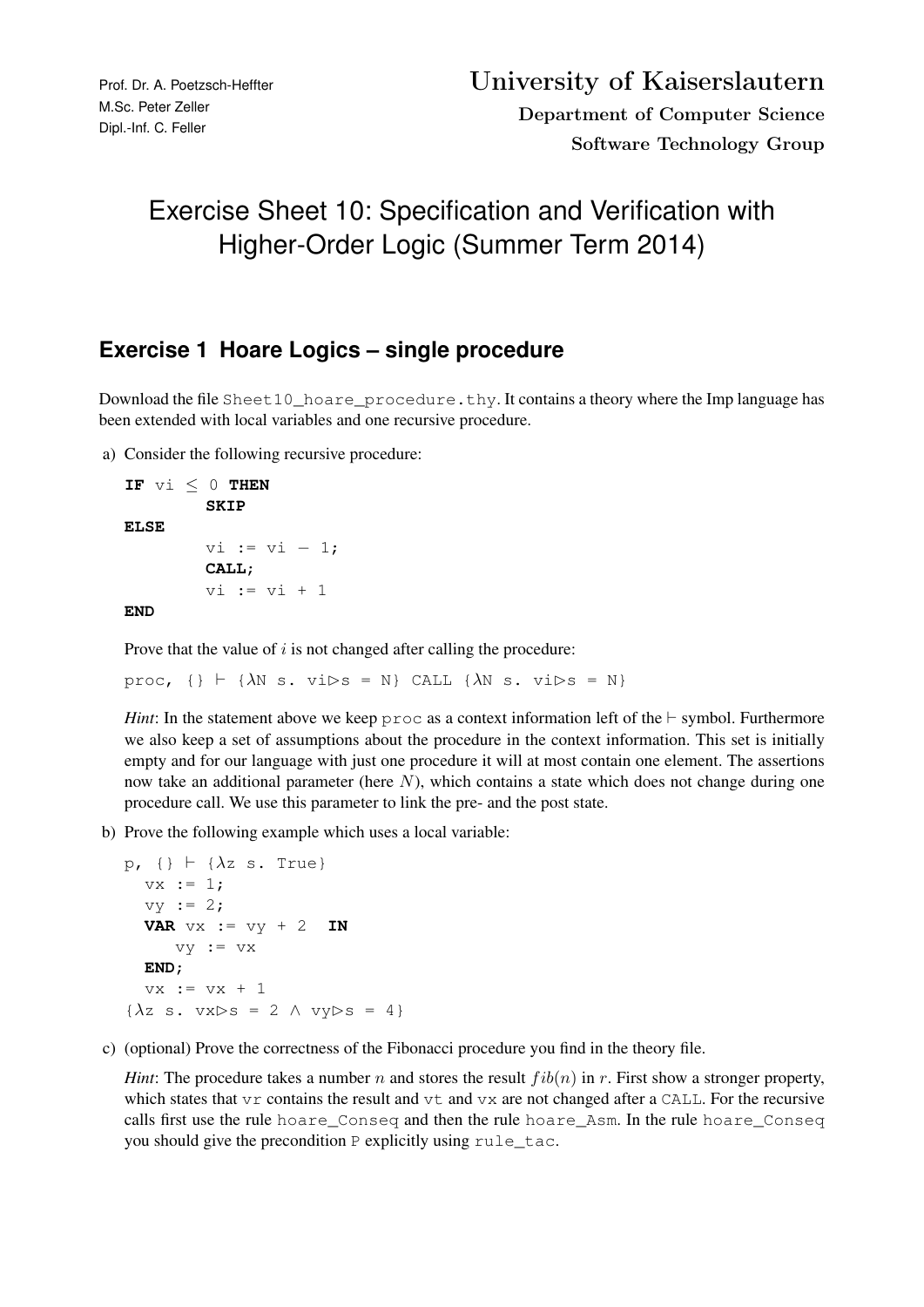Prof. Dr. A. Poetzsch-Heffter
M.Sc. Peter Zeller
Dipl.-Inf. C. Feller

**University of Kaiserslautern**
**Department of Computer Science**
**Software Technology Group**

# Exercise Sheet 10: Specification and Verification with Higher-Order Logic (Summer Term 2014)

## Exercise 1 Hoare Logics – single procedure

Download the file `Sheet10_hoare_procedure.thy`. It contains a theory where the Imp language has been extended with local variables and one recursive procedure.

a) Consider the following recursive procedure:

```
IF vi ≤ 0 THEN
        SKIP
ELSE
        vi := vi − 1;
        CALL;
        vi := vi + 1
END
```

Prove that the value of $i$ is not changed after calling the procedure:

```
proc, {} ⊢ {λN s. vi▷s = N} CALL {λN s. vi▷s = N}
```

*Hint*: In the statement above we keep `proc` as a context information left of the ⊢ symbol. Furthermore we also keep a set of assumptions about the procedure in the context information. This set is initially empty and for our language with just one procedure it will at most contain one element. The assertions now take an additional parameter (here $N$), which contains a state which does not change during one procedure call. We use this parameter to link the pre- and the post state.

b) Prove the following example which uses a local variable:

```
p, {} ⊢ {λz s. True}
  vx := 1;
  vy := 2;
  VAR vx := vy + 2  IN
     vy := vx
  END;
  vx := vx + 1
{λz s. vx▷s = 2 ∧ vy▷s = 4}
```

c) (optional) Prove the correctness of the Fibonacci procedure you find in the theory file.

*Hint*: The procedure takes a number $n$ and stores the result $fib(n)$ in $r$. First show a stronger property, which states that `vr` contains the result and `vt` and `vx` are not changed after a `CALL`. For the recursive calls first use the rule `hoare_Conseq` and then the rule `hoare_Asm`. In the rule `hoare_Conseq` you should give the precondition `P` explicitly using `rule_tac`.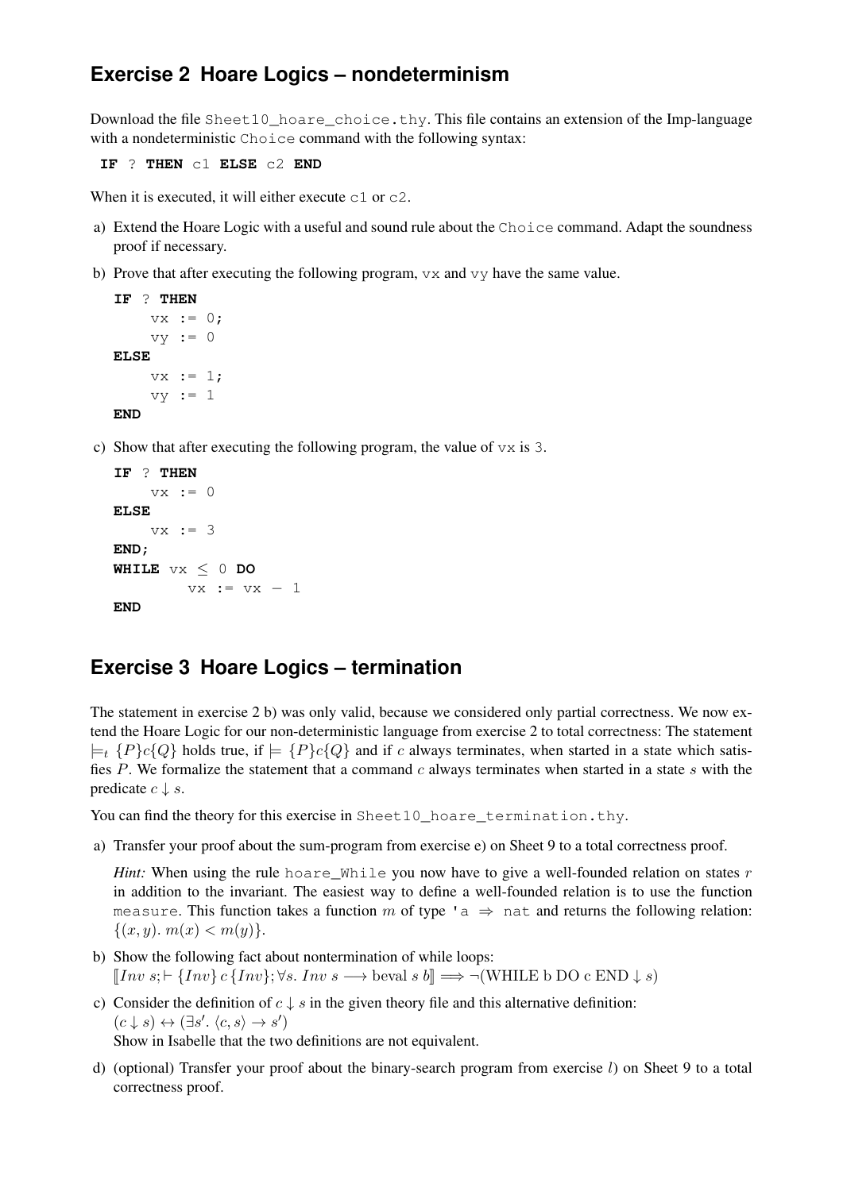## Exercise 2 Hoare Logics – nondeterminism

Download the file `Sheet10_hoare_choice.thy`. This file contains an extension of the Imp-language with a nondeterministic `Choice` command with the following syntax:

```
IF ? THEN c1 ELSE c2 END
```

When it is executed, it will either execute `c1` or `c2`.

a) Extend the Hoare Logic with a useful and sound rule about the `Choice` command. Adapt the soundness proof if necessary.

b) Prove that after executing the following program, `vx` and `vy` have the same value.

```
IF ? THEN
    vx := 0;
    vy := 0
ELSE
    vx := 1;
    vy := 1
END
```

c) Show that after executing the following program, the value of `vx` is `3`.

```
IF ? THEN
    vx := 0
ELSE
    vx := 3
END;
WHILE vx ≤ 0 DO
      vx := vx − 1
END
```

## Exercise 3 Hoare Logics – termination

The statement in exercise 2 b) was only valid, because we considered only partial correctness. We now extend the Hoare Logic for our non-deterministic language from exercise 2 to total correctness: The statement $\models_t \{P\}c\{Q\}$ holds true, if $\models \{P\}c\{Q\}$ and if $c$ always terminates, when started in a state which satisfies $P$. We formalize the statement that a command $c$ always terminates when started in a state $s$ with the predicate $c \downarrow s$.

You can find the theory for this exercise in `Sheet10_hoare_termination.thy`.

a) Transfer your proof about the sum-program from exercise e) on Sheet 9 to a total correctness proof.

   *Hint:* When using the rule `hoare_While` you now have to give a well-founded relation on states $r$ in addition to the invariant. The easiest way to define a well-founded relation is to use the function `measure`. This function takes a function $m$ of type `'a ⇒ nat` and returns the following relation: $\{(x, y).\ m(x) < m(y)\}$.

b) Show the following fact about nontermination of while loops:
   $[\![Inv\ s; \vdash \{Inv\}\, c\, \{Inv\}; \forall s.\ Inv\ s \longrightarrow \text{beval } s\ b]\!] \Longrightarrow \neg(\text{WHILE b DO c END} \downarrow s)$

c) Consider the definition of $c \downarrow s$ in the given theory file and this alternative definition:
   $(c \downarrow s) \leftrightarrow (\exists s'.\ \langle c, s\rangle \to s')$
   Show in Isabelle that the two definitions are not equivalent.

d) (optional) Transfer your proof about the binary-search program from exercise $l$) on Sheet 9 to a total correctness proof.